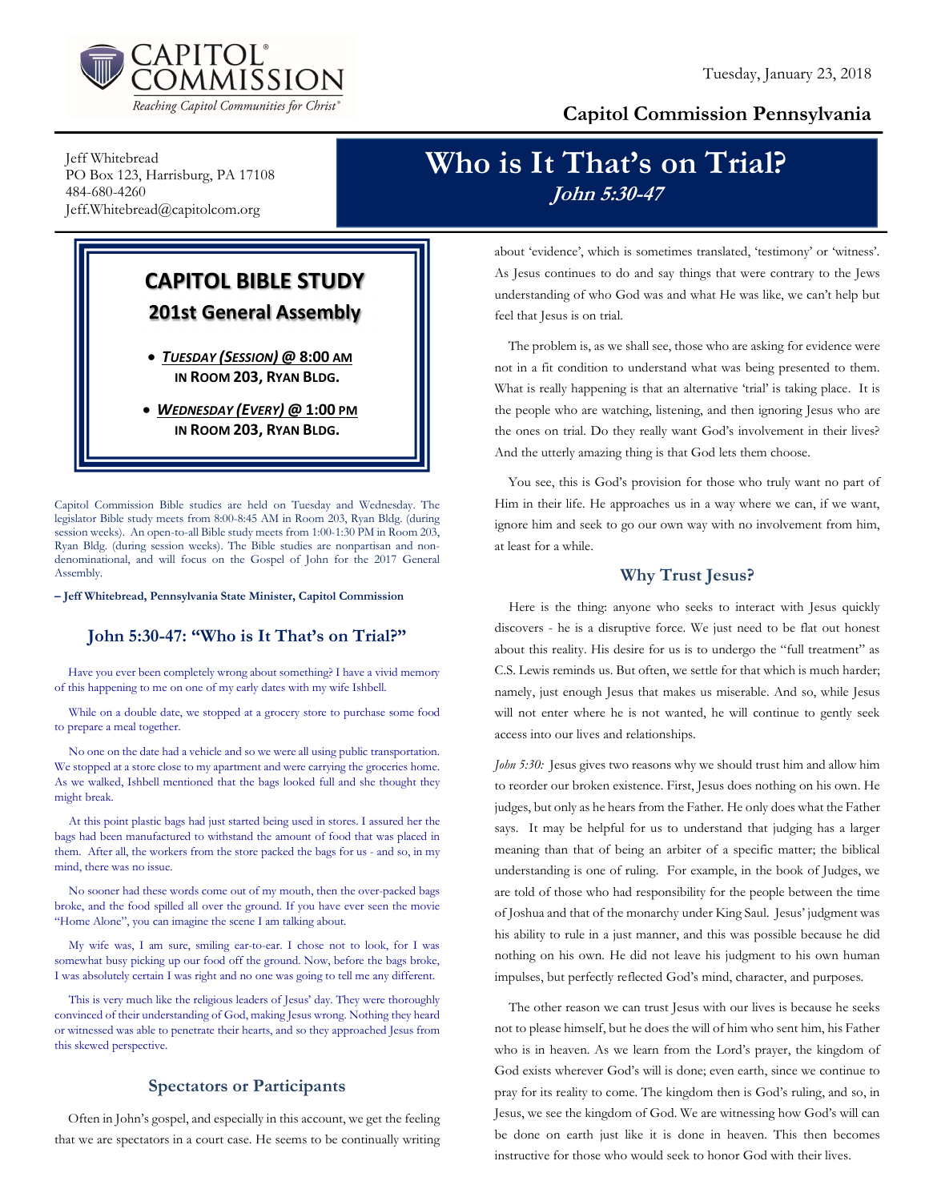Tuesday, January 23, 2018

**Capitol Commission Pennsylvania**

Jeff Whitebread
PO Box 123, Harrisburg, PA 17108
484-680-4260
Jeff.Whitebread@capitolcom.org

# Who is It That's on Trial?

***John 5:30-47***

## CAPITOL BIBLE STUDY

### 201st General Assembly

- ***TUESDAY (SESSION)* @ 8:00 AM IN ROOM 203, RYAN BLDG.**
- ***WEDNESDAY (EVERY)* @ 1:00 PM IN ROOM 203, RYAN BLDG.**

Capitol Commission Bible studies are held on Tuesday and Wednesday. The legislator Bible study meets from 8:00-8:45 AM in Room 203, Ryan Bldg. (during session weeks). An open-to-all Bible study meets from 1:00-1:30 PM in Room 203, Ryan Bldg. (during session weeks). The Bible studies are nonpartisan and non-denominational, and will focus on the Gospel of John for the 2017 General Assembly.

**– Jeff Whitebread, Pennsylvania State Minister, Capitol Commission**

## John 5:30-47: "Who is It That's on Trial?"

Have you ever been completely wrong about something? I have a vivid memory of this happening to me on one of my early dates with my wife Ishbell.

While on a double date, we stopped at a grocery store to purchase some food to prepare a meal together.

No one on the date had a vehicle and so we were all using public transportation. We stopped at a store close to my apartment and were carrying the groceries home. As we walked, Ishbell mentioned that the bags looked full and she thought they might break.

At this point plastic bags had just started being used in stores. I assured her the bags had been manufactured to withstand the amount of food that was placed in them. After all, the workers from the store packed the bags for us - and so, in my mind, there was no issue.

No sooner had these words come out of my mouth, then the over-packed bags broke, and the food spilled all over the ground. If you have ever seen the movie "Home Alone", you can imagine the scene I am talking about.

My wife was, I am sure, smiling ear-to-ear. I chose not to look, for I was somewhat busy picking up our food off the ground. Now, before the bags broke, I was absolutely certain I was right and no one was going to tell me any different.

This is very much like the religious leaders of Jesus' day. They were thoroughly convinced of their understanding of God, making Jesus wrong. Nothing they heard or witnessed was able to penetrate their hearts, and so they approached Jesus from this skewed perspective.

### Spectators or Participants

Often in John's gospel, and especially in this account, we get the feeling that we are spectators in a court case. He seems to be continually writing about 'evidence', which is sometimes translated, 'testimony' or 'witness'. As Jesus continues to do and say things that were contrary to the Jews understanding of who God was and what He was like, we can't help but feel that Jesus is on trial.

The problem is, as we shall see, those who are asking for evidence were not in a fit condition to understand what was being presented to them. What is really happening is that an alternative 'trial' is taking place. It is the people who are watching, listening, and then ignoring Jesus who are the ones on trial. Do they really want God's involvement in their lives? And the utterly amazing thing is that God lets them choose.

You see, this is God's provision for those who truly want no part of Him in their life. He approaches us in a way where we can, if we want, ignore him and seek to go our own way with no involvement from him, at least for a while.

### Why Trust Jesus?

Here is the thing: anyone who seeks to interact with Jesus quickly discovers - he is a disruptive force. We just need to be flat out honest about this reality. His desire for us is to undergo the "full treatment" as C.S. Lewis reminds us. But often, we settle for that which is much harder; namely, just enough Jesus that makes us miserable. And so, while Jesus will not enter where he is not wanted, he will continue to gently seek access into our lives and relationships.

*John 5:30:* Jesus gives two reasons why we should trust him and allow him to reorder our broken existence. First, Jesus does nothing on his own. He judges, but only as he hears from the Father. He only does what the Father says. It may be helpful for us to understand that judging has a larger meaning than that of being an arbiter of a specific matter; the biblical understanding is one of ruling. For example, in the book of Judges, we are told of those who had responsibility for the people between the time of Joshua and that of the monarchy under King Saul. Jesus' judgment was his ability to rule in a just manner, and this was possible because he did nothing on his own. He did not leave his judgment to his own human impulses, but perfectly reflected God's mind, character, and purposes.

The other reason we can trust Jesus with our lives is because he seeks not to please himself, but he does the will of him who sent him, his Father who is in heaven. As we learn from the Lord's prayer, the kingdom of God exists wherever God's will is done; even earth, since we continue to pray for its reality to come. The kingdom then is God's ruling, and so, in Jesus, we see the kingdom of God. We are witnessing how God's will can be done on earth just like it is done in heaven. This then becomes instructive for those who would seek to honor God with their lives.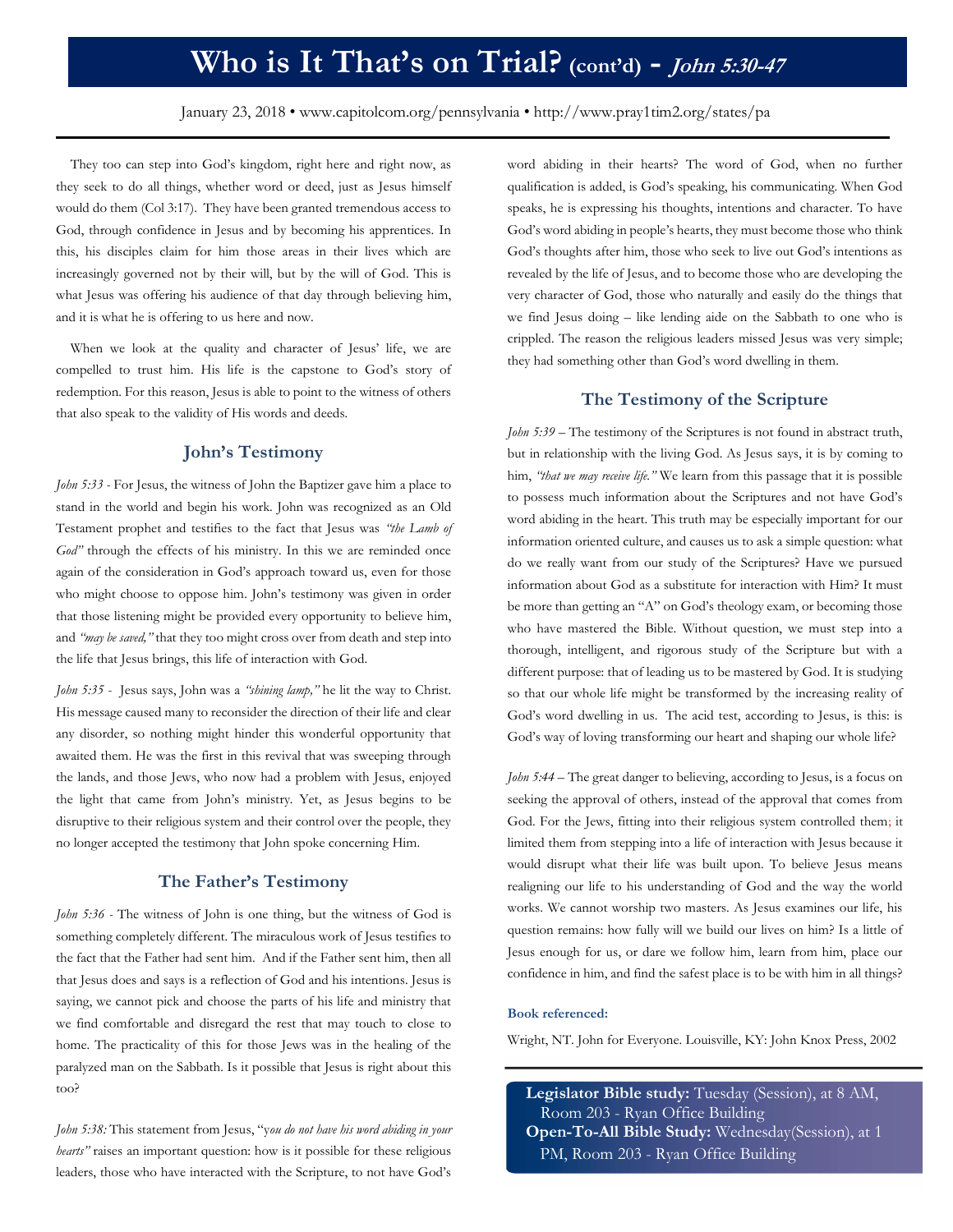# Who is It That's on Trial? (cont'd) - *John 5:30-47*

January 23, 2018 • www.capitolcom.org/pennsylvania • http://www.pray1tim2.org/states/pa

They too can step into God's kingdom, right here and right now, as they seek to do all things, whether word or deed, just as Jesus himself would do them (Col 3:17). They have been granted tremendous access to God, through confidence in Jesus and by becoming his apprentices. In this, his disciples claim for him those areas in their lives which are increasingly governed not by their will, but by the will of God. This is what Jesus was offering his audience of that day through believing him, and it is what he is offering to us here and now.

When we look at the quality and character of Jesus' life, we are compelled to trust him. His life is the capstone to God's story of redemption. For this reason, Jesus is able to point to the witness of others that also speak to the validity of His words and deeds.

## John's Testimony

*John 5:33* - For Jesus, the witness of John the Baptizer gave him a place to stand in the world and begin his work. John was recognized as an Old Testament prophet and testifies to the fact that Jesus was *"the Lamb of God"* through the effects of his ministry. In this we are reminded once again of the consideration in God's approach toward us, even for those who might choose to oppose him. John's testimony was given in order that those listening might be provided every opportunity to believe him, and *"may be saved,"* that they too might cross over from death and step into the life that Jesus brings, this life of interaction with God.

*John 5:35* - Jesus says, John was a *"shining lamp,"* he lit the way to Christ. His message caused many to reconsider the direction of their life and clear any disorder, so nothing might hinder this wonderful opportunity that awaited them. He was the first in this revival that was sweeping through the lands, and those Jews, who now had a problem with Jesus, enjoyed the light that came from John's ministry. Yet, as Jesus begins to be disruptive to their religious system and their control over the people, they no longer accepted the testimony that John spoke concerning Him.

## The Father's Testimony

*John 5:36* - The witness of John is one thing, but the witness of God is something completely different. The miraculous work of Jesus testifies to the fact that the Father had sent him. And if the Father sent him, then all that Jesus does and says is a reflection of God and his intentions. Jesus is saying, we cannot pick and choose the parts of his life and ministry that we find comfortable and disregard the rest that may touch to close to home. The practicality of this for those Jews was in the healing of the paralyzed man on the Sabbath. Is it possible that Jesus is right about this too?

*John 5:38:* This statement from Jesus, "*you do not have his word abiding in your hearts"* raises an important question: how is it possible for these religious leaders, those who have interacted with the Scripture, to not have God's word abiding in their hearts? The word of God, when no further qualification is added, is God's speaking, his communicating. When God speaks, he is expressing his thoughts, intentions and character. To have God's word abiding in people's hearts, they must become those who think God's thoughts after him, those who seek to live out God's intentions as revealed by the life of Jesus, and to become those who are developing the very character of God, those who naturally and easily do the things that we find Jesus doing – like lending aide on the Sabbath to one who is crippled. The reason the religious leaders missed Jesus was very simple; they had something other than God's word dwelling in them.

## The Testimony of the Scripture

*John 5:39* – The testimony of the Scriptures is not found in abstract truth, but in relationship with the living God. As Jesus says, it is by coming to him, *"that we may receive life."* We learn from this passage that it is possible to possess much information about the Scriptures and not have God's word abiding in the heart. This truth may be especially important for our information oriented culture, and causes us to ask a simple question: what do we really want from our study of the Scriptures? Have we pursued information about God as a substitute for interaction with Him? It must be more than getting an "A" on God's theology exam, or becoming those who have mastered the Bible. Without question, we must step into a thorough, intelligent, and rigorous study of the Scripture but with a different purpose: that of leading us to be mastered by God. It is studying so that our whole life might be transformed by the increasing reality of God's word dwelling in us. The acid test, according to Jesus, is this: is God's way of loving transforming our heart and shaping our whole life?

*John 5:44* – The great danger to believing, according to Jesus, is a focus on seeking the approval of others, instead of the approval that comes from God. For the Jews, fitting into their religious system controlled them; it limited them from stepping into a life of interaction with Jesus because it would disrupt what their life was built upon. To believe Jesus means realigning our life to his understanding of God and the way the world works. We cannot worship two masters. As Jesus examines our life, his question remains: how fully will we build our lives on him? Is a little of Jesus enough for us, or dare we follow him, learn from him, place our confidence in him, and find the safest place is to be with him in all things?

**Book referenced:**

Wright, NT. John for Everyone. Louisville, KY: John Knox Press, 2002

**Legislator Bible study:** Tuesday (Session), at 8 AM, Room 203 - Ryan Office Building

**Open-To-All Bible Study:** Wednesday(Session), at 1 PM, Room 203 - Ryan Office Building